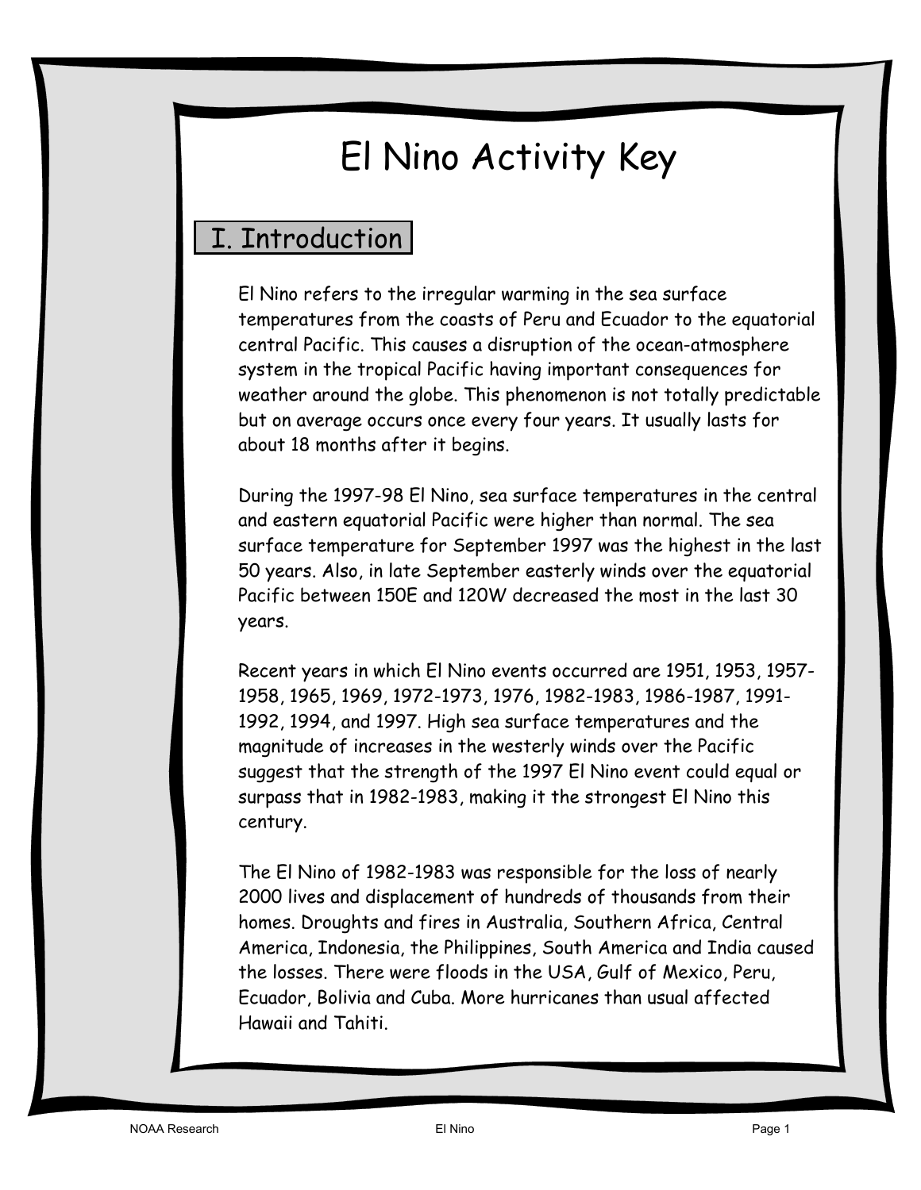# El Nino Activity Key

## I. Introduction

El Nino refers to the irregular warming in the sea surface temperatures from the coasts of Peru and Ecuador to the equatorial central Pacific. This causes a disruption of the ocean-atmosphere system in the tropical Pacific having important consequences for weather around the globe. This phenomenon is not totally predictable but on average occurs once every four years. It usually lasts for about 18 months after it begins.

During the 1997-98 El Nino, sea surface temperatures in the central and eastern equatorial Pacific were higher than normal. The sea surface temperature for September 1997 was the highest in the last 50 years. Also, in late September easterly winds over the equatorial Pacific between 150E and 120W decreased the most in the last 30 years.

Recent years in which El Nino events occurred are 1951, 1953, 1957-1958, 1965, 1969, 1972-1973, 1976, 1982-1983, 1986-1987, 1991-1992, 1994, and 1997. High sea surface temperatures and the magnitude of increases in the westerly winds over the Pacific suggest that the strength of the 1997 El Nino event could equal or surpass that in 1982-1983, making it the strongest El Nino this century.

The El Nino of 1982-1983 was responsible for the loss of nearly 2000 lives and displacement of hundreds of thousands from their homes. Droughts and fires in Australia, Southern Africa, Central America, Indonesia, the Philippines, South America and India caused the losses. There were floods in the USA, Gulf of Mexico, Peru, Ecuador, Bolivia and Cuba. More hurricanes than usual affected Hawaii and Tahiti.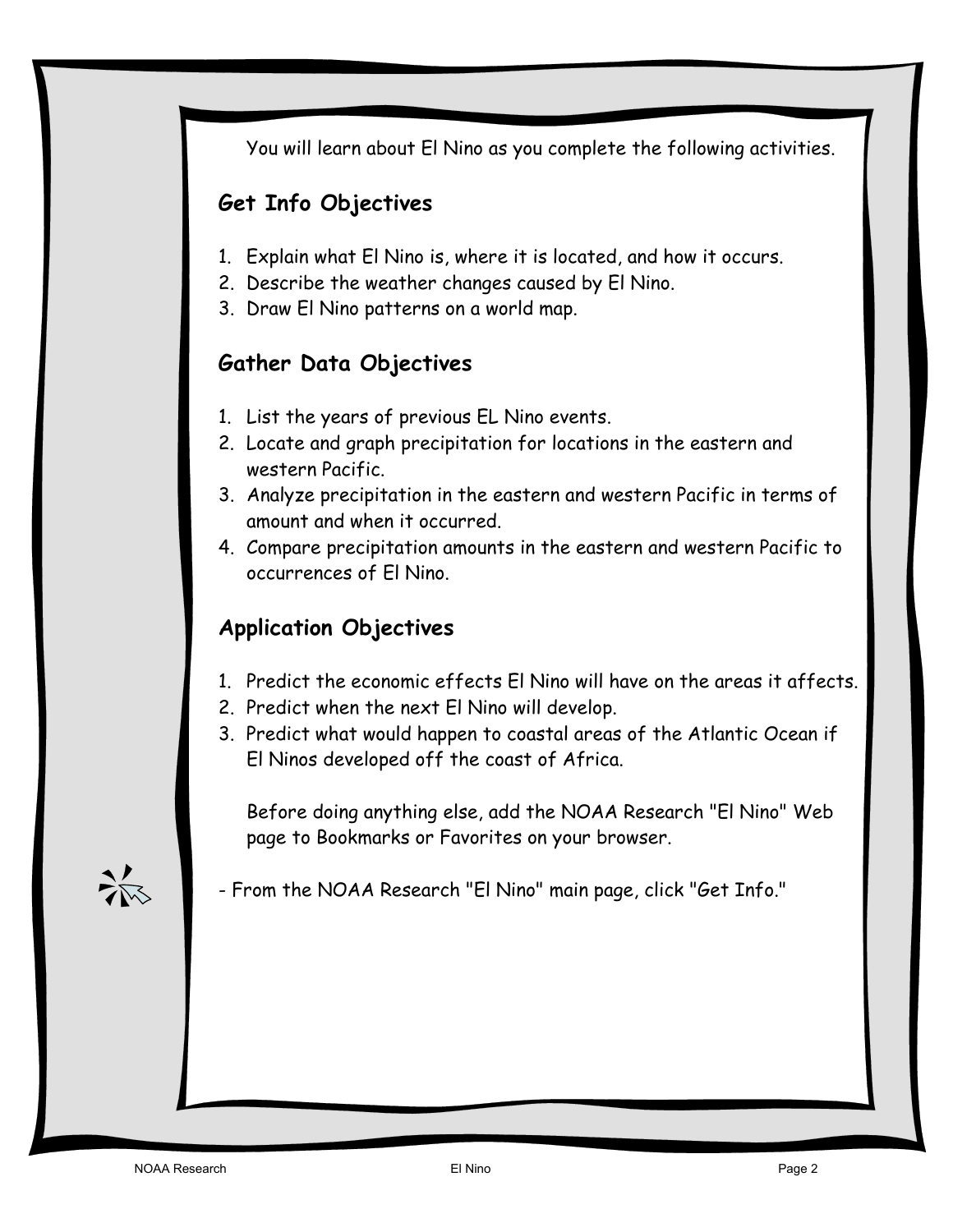You will learn about El Nino as you complete the following activities.

## Get Info Objectives

1. Explain what El Nino is, where it is located, and how it occurs.
2. Describe the weather changes caused by El Nino.
3. Draw El Nino patterns on a world map.

## Gather Data Objectives

1. List the years of previous EL Nino events.
2. Locate and graph precipitation for locations in the eastern and western Pacific.
3. Analyze precipitation in the eastern and western Pacific in terms of amount and when it occurred.
4. Compare precipitation amounts in the eastern and western Pacific to occurrences of El Nino.

## Application Objectives

1. Predict the economic effects El Nino will have on the areas it affects.
2. Predict when the next El Nino will develop.
3. Predict what would happen to coastal areas of the Atlantic Ocean if El Ninos developed off the coast of Africa.

   Before doing anything else, add the NOAA Research "El Nino" Web page to Bookmarks or Favorites on your browser.

- From the NOAA Research "El Nino" main page, click "Get Info."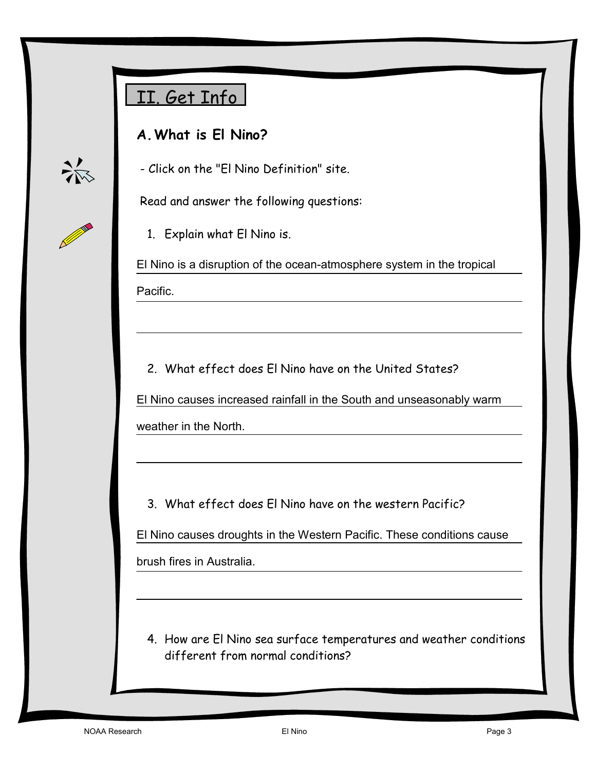## II. Get Info

### A. What is El Nino?

- Click on the "El Nino Definition" site.

Read and answer the following questions:

1. Explain what El Nino is.

El Nino is a disruption of the ocean-atmosphere system in the tropical Pacific.

2. What effect does El Nino have on the United States?

El Nino causes increased rainfall in the South and unseasonably warm weather in the North.

3. What effect does El Nino have on the western Pacific?

El Nino causes droughts in the Western Pacific. These conditions cause brush fires in Australia.

4. How are El Nino sea surface temperatures and weather conditions different from normal conditions?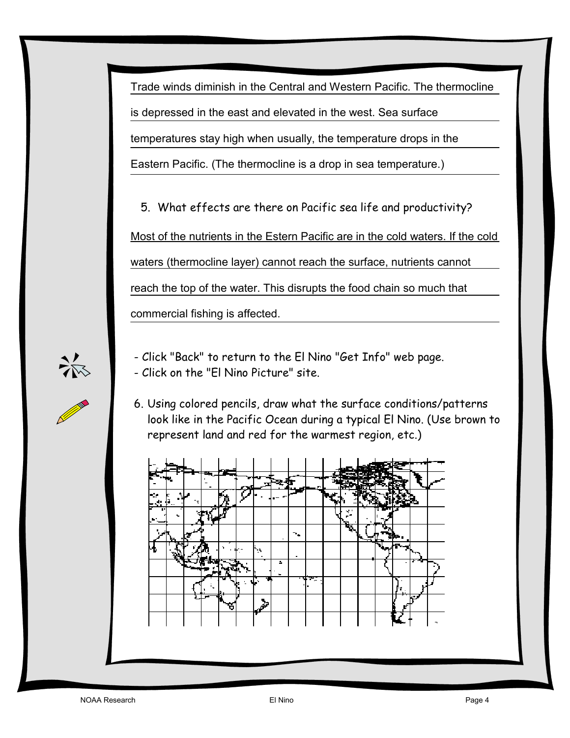Trade winds diminish in the Central and Western Pacific. The thermocline is depressed in the east and elevated in the west. Sea surface temperatures stay high when usually, the temperature drops in the Eastern Pacific. (The thermocline is a drop in sea temperature.)

5. What effects are there on Pacific sea life and productivity?

Most of the nutrients in the Estern Pacific are in the cold waters. If the cold waters (thermocline layer) cannot reach the surface, nutrients cannot reach the top of the water. This disrupts the food chain so much that commercial fishing is affected.

- Click "Back" to return to the El Nino "Get Info" web page.
- Click on the "El Nino Picture" site.

6. Using colored pencils, draw what the surface conditions/patterns look like in the Pacific Ocean during a typical El Nino. (Use brown to represent land and red for the warmest region, etc.)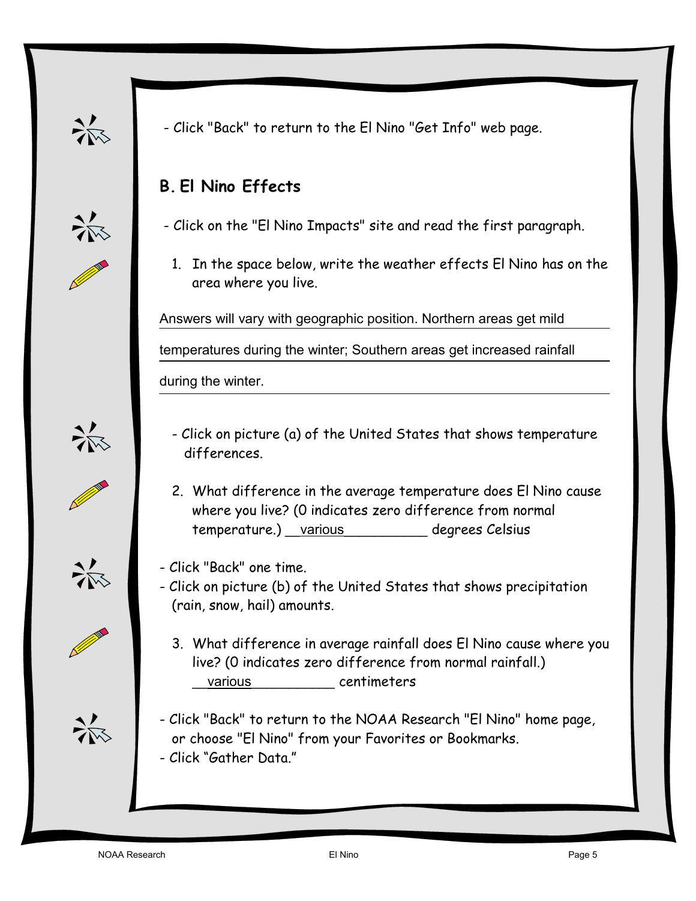- Click "Back" to return to the El Nino "Get Info" web page.

## B. El Nino Effects

- Click on the "El Nino Impacts" site and read the first paragraph.

1. In the space below, write the weather effects El Nino has on the area where you live.

Answers will vary with geographic position. Northern areas get mild temperatures during the winter; Southern areas get increased rainfall during the winter.

- Click on picture (a) of the United States that shows temperature differences.

2. What difference in the average temperature does El Nino cause where you live? (0 indicates zero difference from normal temperature.) __various__________ degrees Celsius

- Click "Back" one time.
- Click on picture (b) of the United States that shows precipitation (rain, snow, hail) amounts.

3. What difference in average rainfall does El Nino cause where you live? (0 indicates zero difference from normal rainfall.) __various__________ centimeters

- Click "Back" to return to the NOAA Research "El Nino" home page, or choose "El Nino" from your Favorites or Bookmarks.
- Click "Gather Data."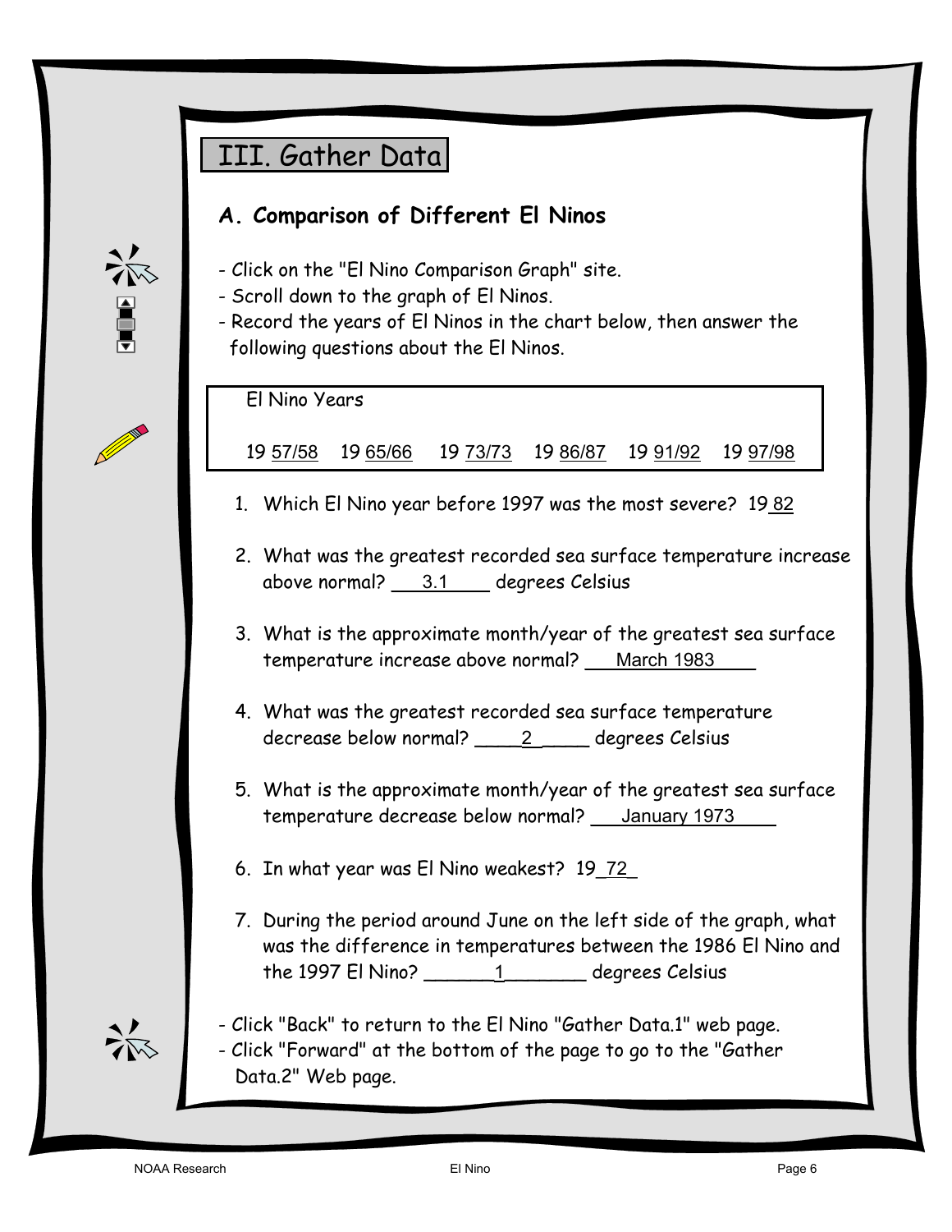# III. Gather Data

## A. Comparison of Different El Ninos

- Click on the "El Nino Comparison Graph" site.
- Scroll down to the graph of El Ninos.
- Record the years of El Ninos in the chart below, then answer the following questions about the El Ninos.

| El Nino Years | | | | | |
|---|---|---|---|---|---|
| 19 57/58 | 19 65/66 | 19 73/73 | 19 86/87 | 19 91/92 | 19 97/98 |

1. Which El Nino year before 1997 was the most severe? 19 82
2. What was the greatest recorded sea surface temperature increase above normal? 3.1 degrees Celsius
3. What is the approximate month/year of the greatest sea surface temperature increase above normal? March 1983
4. What was the greatest recorded sea surface temperature decrease below normal? 2 degrees Celsius
5. What is the approximate month/year of the greatest sea surface temperature decrease below normal? January 1973
6. In what year was El Nino weakest? 19 72
7. During the period around June on the left side of the graph, what was the difference in temperatures between the 1986 El Nino and the 1997 El Nino? 1 degrees Celsius

- Click "Back" to return to the El Nino "Gather Data.1" web page.
- Click "Forward" at the bottom of the page to go to the "Gather Data.2" Web page.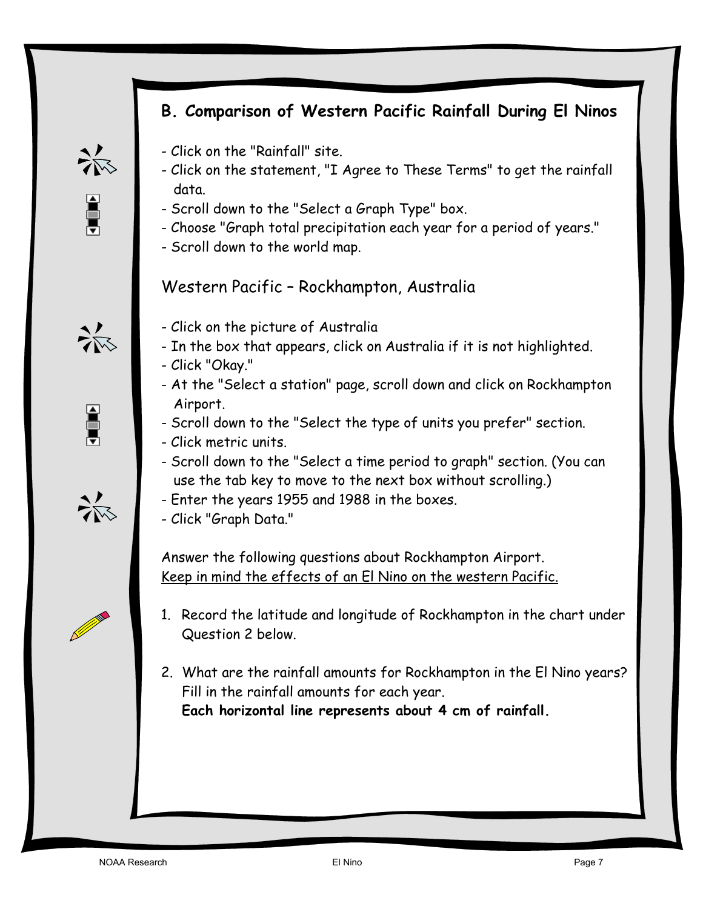## B. Comparison of Western Pacific Rainfall During El Ninos

- Click on the "Rainfall" site.
- Click on the statement, "I Agree to These Terms" to get the rainfall data.
- Scroll down to the "Select a Graph Type" box.
- Choose "Graph total precipitation each year for a period of years."
- Scroll down to the world map.

### Western Pacific – Rockhampton, Australia

- Click on the picture of Australia
- In the box that appears, click on Australia if it is not highlighted.
- Click "Okay."
- At the "Select a station" page, scroll down and click on Rockhampton Airport.
- Scroll down to the "Select the type of units you prefer" section.
- Click metric units.
- Scroll down to the "Select a time period to graph" section. (You can use the tab key to move to the next box without scrolling.)
- Enter the years 1955 and 1988 in the boxes.
- Click "Graph Data."

Answer the following questions about Rockhampton Airport.
<u>Keep in mind the effects of an El Nino on the western Pacific.</u>

1. Record the latitude and longitude of Rockhampton in the chart under Question 2 below.

2. What are the rainfall amounts for Rockhampton in the El Nino years? Fill in the rainfall amounts for each year.
   **Each horizontal line represents about 4 cm of rainfall.**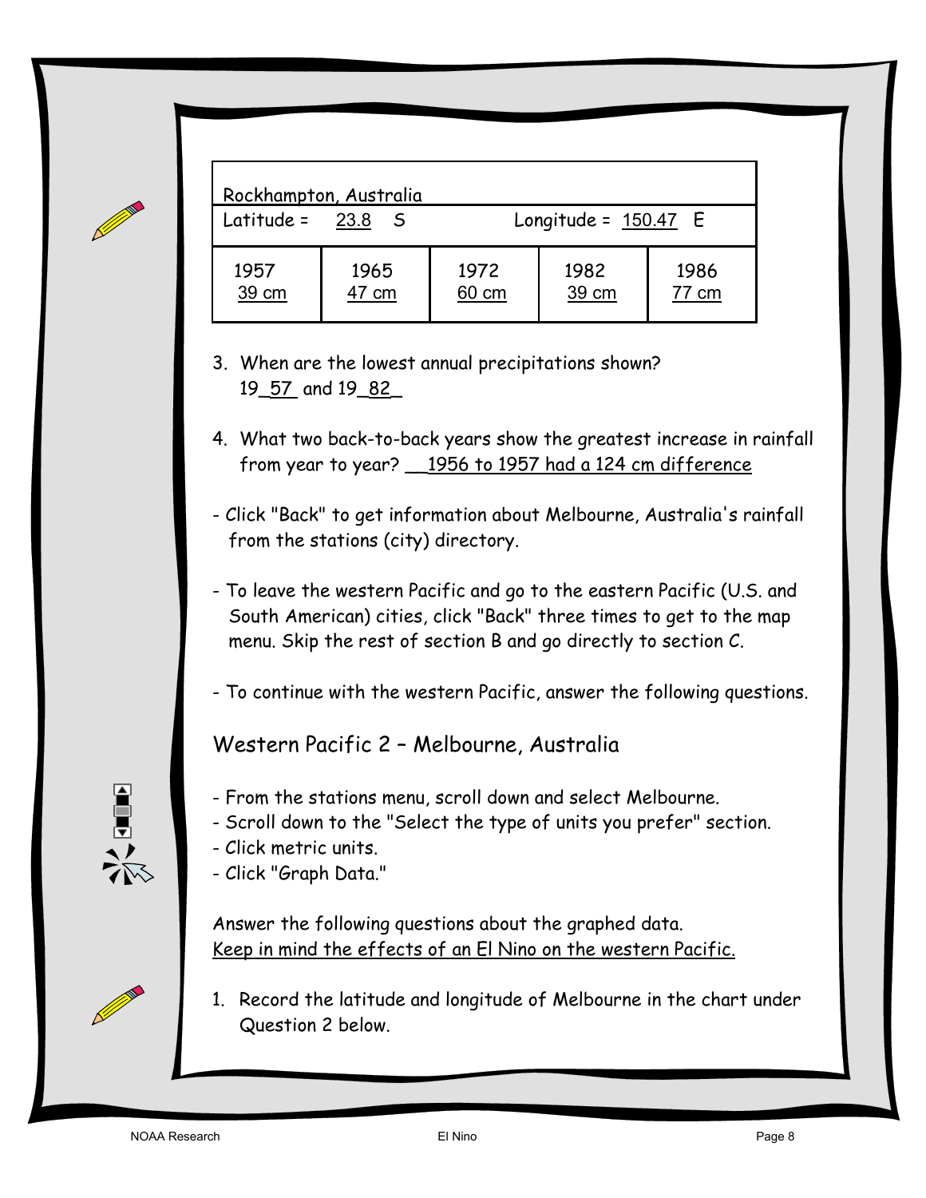| Rockhampton, Australia | | | | |
|---|---|---|---|---|
| Latitude = 23.8 S | | Longitude = 150.47 E | | |
| 1957<br>39 cm | 1965<br>47 cm | 1972<br>60 cm | 1982<br>39 cm | 1986<br>77 cm |

3. When are the lowest annual precipitations shown?
   19_57_ and 19_82_

4. What two back-to-back years show the greatest increase in rainfall from year to year? __1956 to 1957 had a 124 cm difference

- Click "Back" to get information about Melbourne, Australia's rainfall from the stations (city) directory.

- To leave the western Pacific and go to the eastern Pacific (U.S. and South American) cities, click "Back" three times to get to the map menu. Skip the rest of section B and go directly to section C.

- To continue with the western Pacific, answer the following questions.

## Western Pacific 2 – Melbourne, Australia

- From the stations menu, scroll down and select Melbourne.
- Scroll down to the "Select the type of units you prefer" section.
- Click metric units.
- Click "Graph Data."

Answer the following questions about the graphed data.
Keep in mind the effects of an El Nino on the western Pacific.

1. Record the latitude and longitude of Melbourne in the chart under Question 2 below.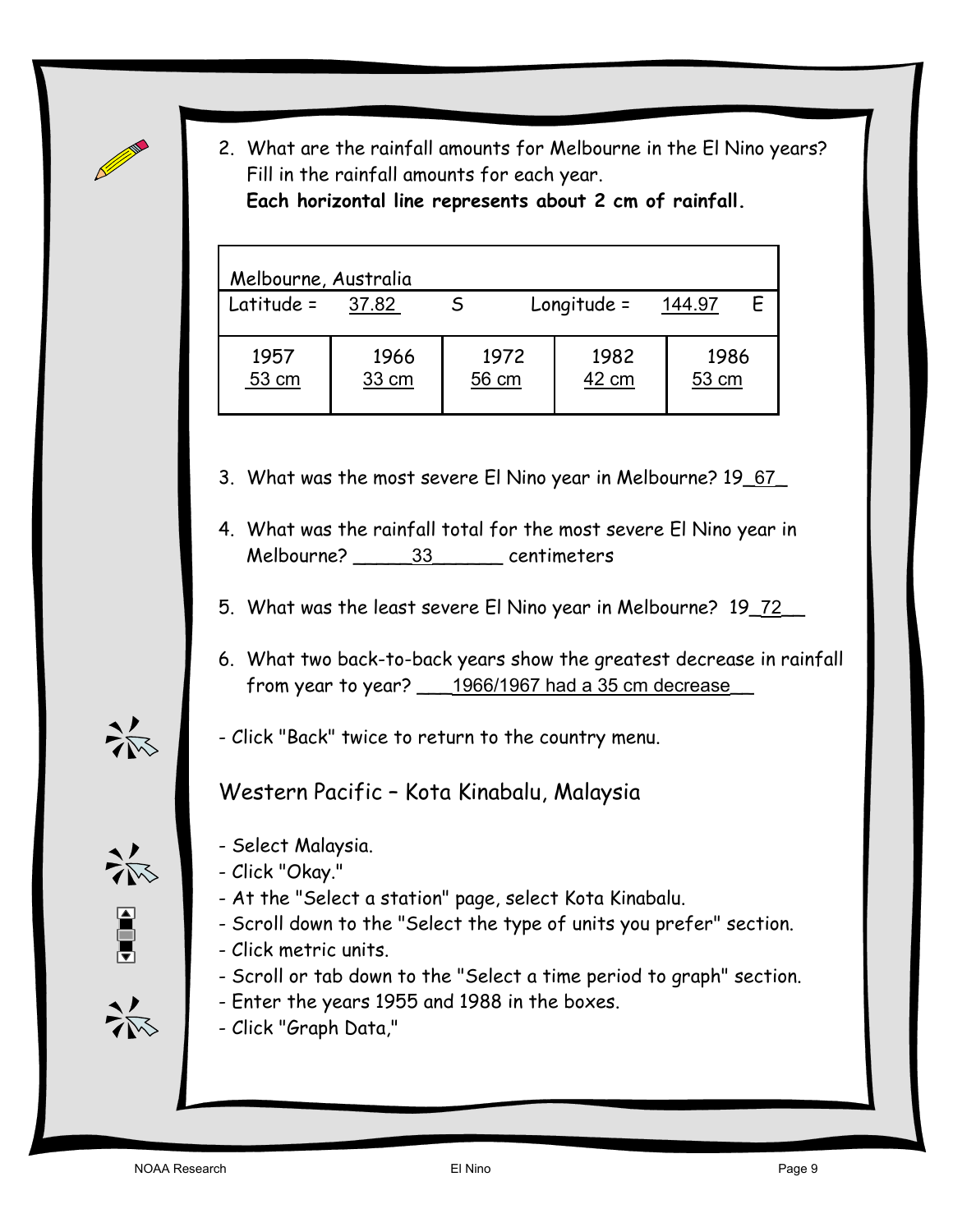2. What are the rainfall amounts for Melbourne in the El Nino years? Fill in the rainfall amounts for each year.
   **Each horizontal line represents about 2 cm of rainfall.**

| Melbourne, Australia | | | | |
|---|---|---|---|---|
| Latitude = 37.82 S | | Longitude = 144.97 E | | |
| 1957<br>53 cm | 1966<br>33 cm | 1972<br>56 cm | 1982<br>42 cm | 1986<br>53 cm |

3. What was the most severe El Nino year in Melbourne? 19_67_

4. What was the rainfall total for the most severe El Nino year in Melbourne? _____33______ centimeters

5. What was the least severe El Nino year in Melbourne? 19_72__

6. What two back-to-back years show the greatest decrease in rainfall from year to year? ___1966/1967 had a 35 cm decrease__

- Click "Back" twice to return to the country menu.

## Western Pacific – Kota Kinabalu, Malaysia

- Select Malaysia.
- Click "Okay."
- At the "Select a station" page, select Kota Kinabalu.
- Scroll down to the "Select the type of units you prefer" section.
- Click metric units.
- Scroll or tab down to the "Select a time period to graph" section.
- Enter the years 1955 and 1988 in the boxes.
- Click "Graph Data,"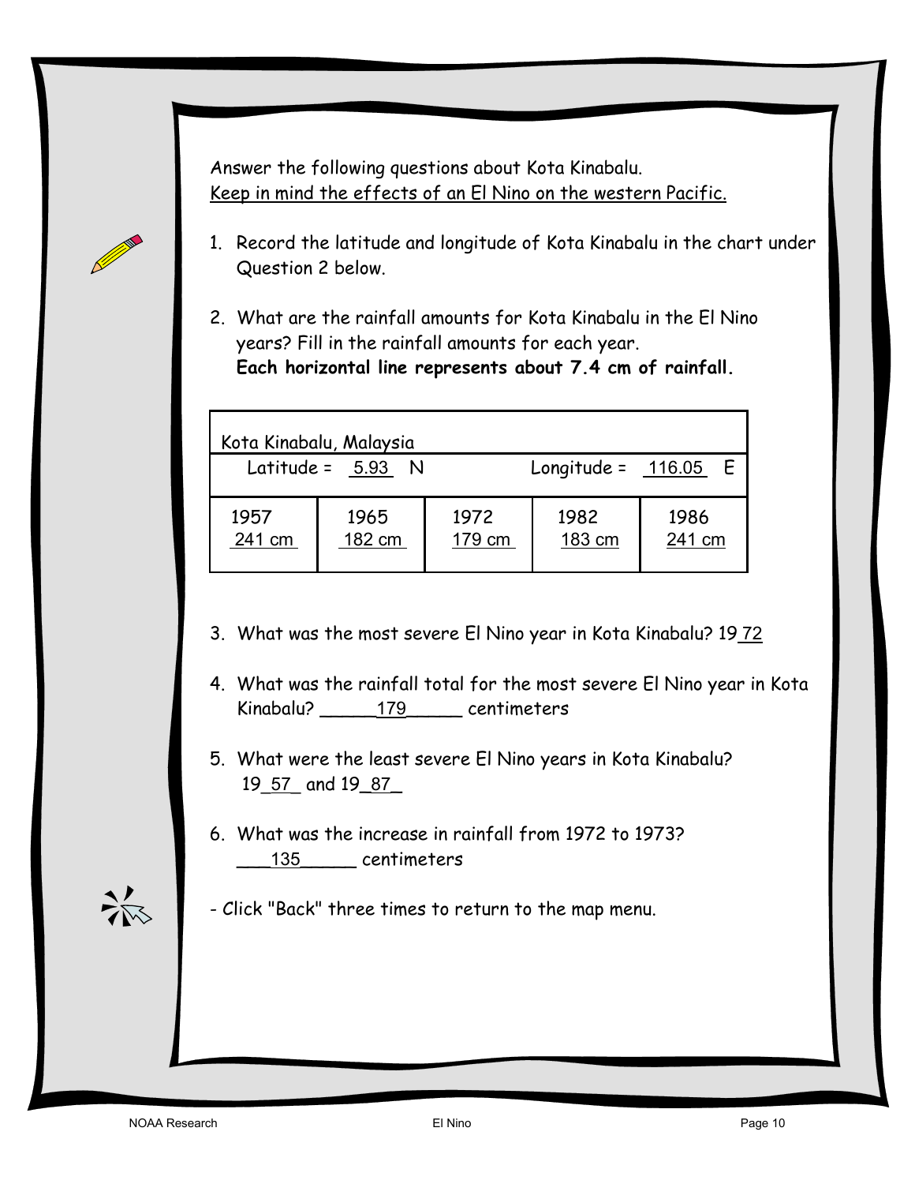Answer the following questions about Kota Kinabalu.
<u>Keep in mind the effects of an El Nino on the western Pacific.</u>

1. Record the latitude and longitude of Kota Kinabalu in the chart under Question 2 below.

2. What are the rainfall amounts for Kota Kinabalu in the El Nino years? Fill in the rainfall amounts for each year.
   **Each horizontal line represents about 7.4 cm of rainfall.**

| Kota Kinabalu, Malaysia | | | | |
|---|---|---|---|---|
| Latitude = 5.93 N | | | Longitude = 116.05 E | |
| 1957<br>241 cm | 1965<br>182 cm | 1972<br>179 cm | 1982<br>183 cm | 1986<br>241 cm |

3. What was the most severe El Nino year in Kota Kinabalu? 19_72_

4. What was the rainfall total for the most severe El Nino year in Kota Kinabalu? _____179_____ centimeters

5. What were the least severe El Nino years in Kota Kinabalu?
   19_57_ and 19_87_

6. What was the increase in rainfall from 1972 to 1973?
   ___135_____ centimeters

- Click "Back" three times to return to the map menu.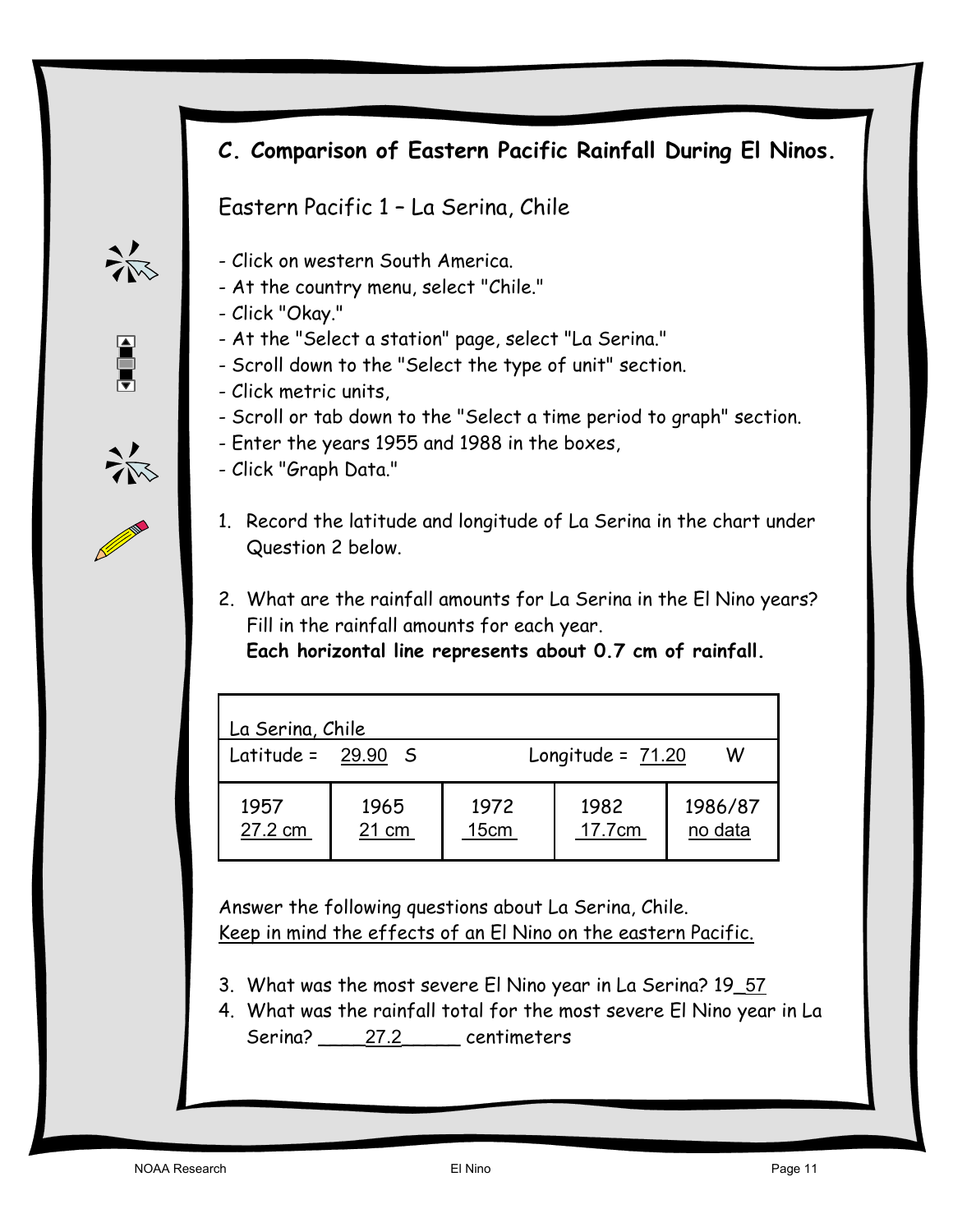## C. Comparison of Eastern Pacific Rainfall During El Ninos.

### Eastern Pacific 1 – La Serina, Chile

- Click on western South America.
- At the country menu, select "Chile."
- Click "Okay."
- At the "Select a station" page, select "La Serina."
- Scroll down to the "Select the type of unit" section.
- Click metric units,
- Scroll or tab down to the "Select a time period to graph" section.
- Enter the years 1955 and 1988 in the boxes,
- Click "Graph Data."

1. Record the latitude and longitude of La Serina in the chart under Question 2 below.

2. What are the rainfall amounts for La Serina in the El Nino years? Fill in the rainfall amounts for each year.
   **Each horizontal line represents about 0.7 cm of rainfall.**

| La Serina, Chile | | | | |
|---|---|---|---|---|
| Latitude = 29.90 S | | | Longitude = 71.20 W | |
| 1957<br>27.2 cm | 1965<br>21 cm | 1972<br>15cm | 1982<br>17.7cm | 1986/87<br>no data |

Answer the following questions about La Serina, Chile.
Keep in mind the effects of an El Nino on the eastern Pacific.

3. What was the most severe El Nino year in La Serina? 19_57
4. What was the rainfall total for the most severe El Nino year in La Serina? ____27.2_____ centimeters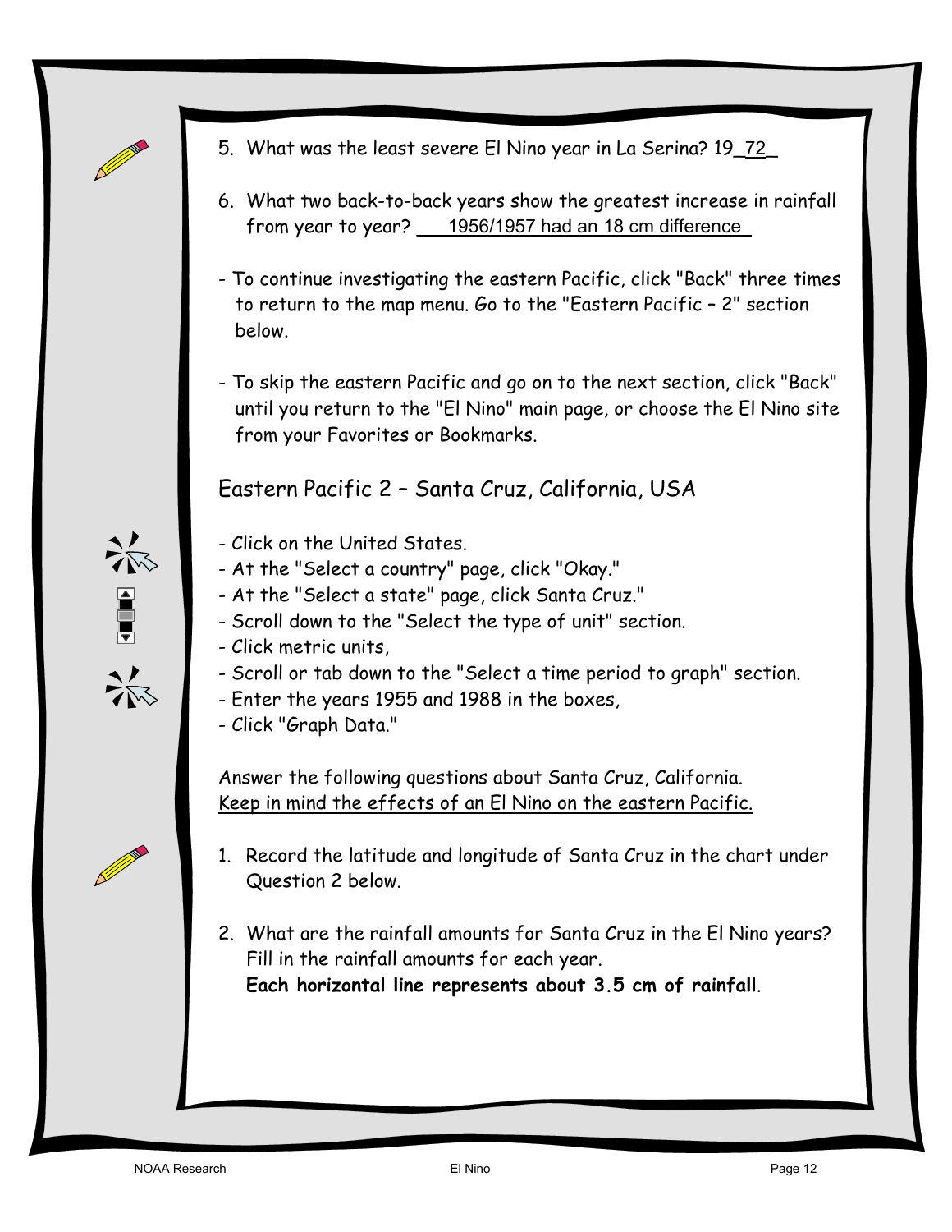5. What was the least severe El Nino year in La Serina? 19_72_

6. What two back-to-back years show the greatest increase in rainfall from year to year? ___1956/1957 had an 18 cm difference_

- To continue investigating the eastern Pacific, click "Back" three times to return to the map menu. Go to the "Eastern Pacific – 2" section below.

- To skip the eastern Pacific and go on to the next section, click "Back" until you return to the "El Nino" main page, or choose the El Nino site from your Favorites or Bookmarks.

## Eastern Pacific 2 – Santa Cruz, California, USA

- Click on the United States.
- At the "Select a country" page, click "Okay."
- At the "Select a state" page, click Santa Cruz."
- Scroll down to the "Select the type of unit" section.
- Click metric units,
- Scroll or tab down to the "Select a time period to graph" section.
- Enter the years 1955 and 1988 in the boxes,
- Click "Graph Data."

Answer the following questions about Santa Cruz, California.
Keep in mind the effects of an El Nino on the eastern Pacific.

1. Record the latitude and longitude of Santa Cruz in the chart under Question 2 below.

2. What are the rainfall amounts for Santa Cruz in the El Nino years? Fill in the rainfall amounts for each year.
   **Each horizontal line represents about 3.5 cm of rainfall**.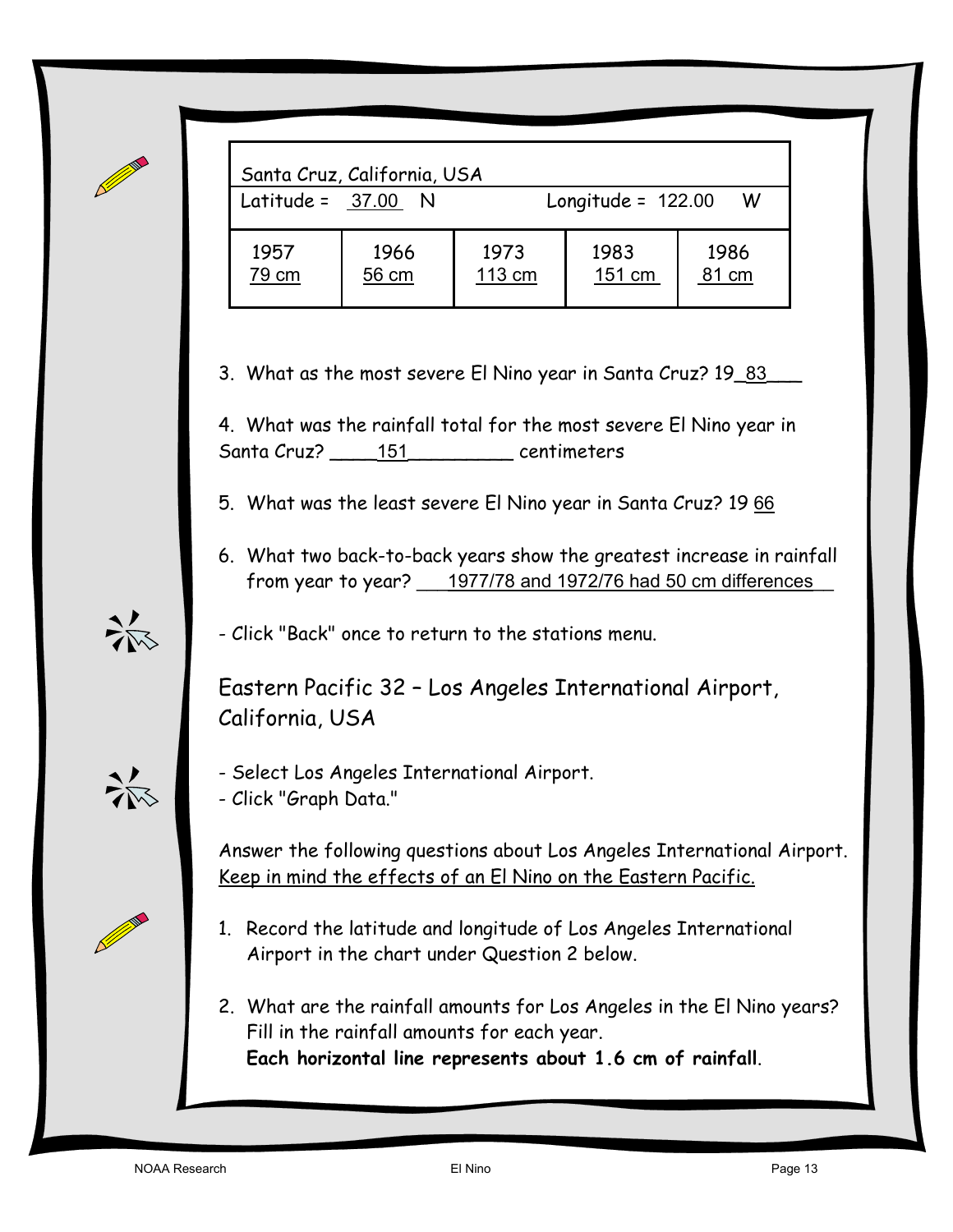| Santa Cruz, California, USA | | | | |
|---|---|---|---|---|
| Latitude = 37.00 N | | | Longitude = 122.00 W | |
| 1957<br>79 cm | 1966<br>56 cm | 1973<br>113 cm | 1983<br>151 cm | 1986<br>81 cm |

3. What as the most severe El Nino year in Santa Cruz? 19_83___

4. What was the rainfall total for the most severe El Nino year in Santa Cruz? ____151_________ centimeters

5. What was the least severe El Nino year in Santa Cruz? 19 66

6. What two back-to-back years show the greatest increase in rainfall from year to year? ___1977/78 and 1972/76 had 50 cm differences__

- Click "Back" once to return to the stations menu.

## Eastern Pacific 32 – Los Angeles International Airport, California, USA

- Select Los Angeles International Airport.
- Click "Graph Data."

Answer the following questions about Los Angeles International Airport. Keep in mind the effects of an El Nino on the Eastern Pacific.

1. Record the latitude and longitude of Los Angeles International Airport in the chart under Question 2 below.

2. What are the rainfall amounts for Los Angeles in the El Nino years? Fill in the rainfall amounts for each year. **Each horizontal line represents about 1.6 cm of rainfall**.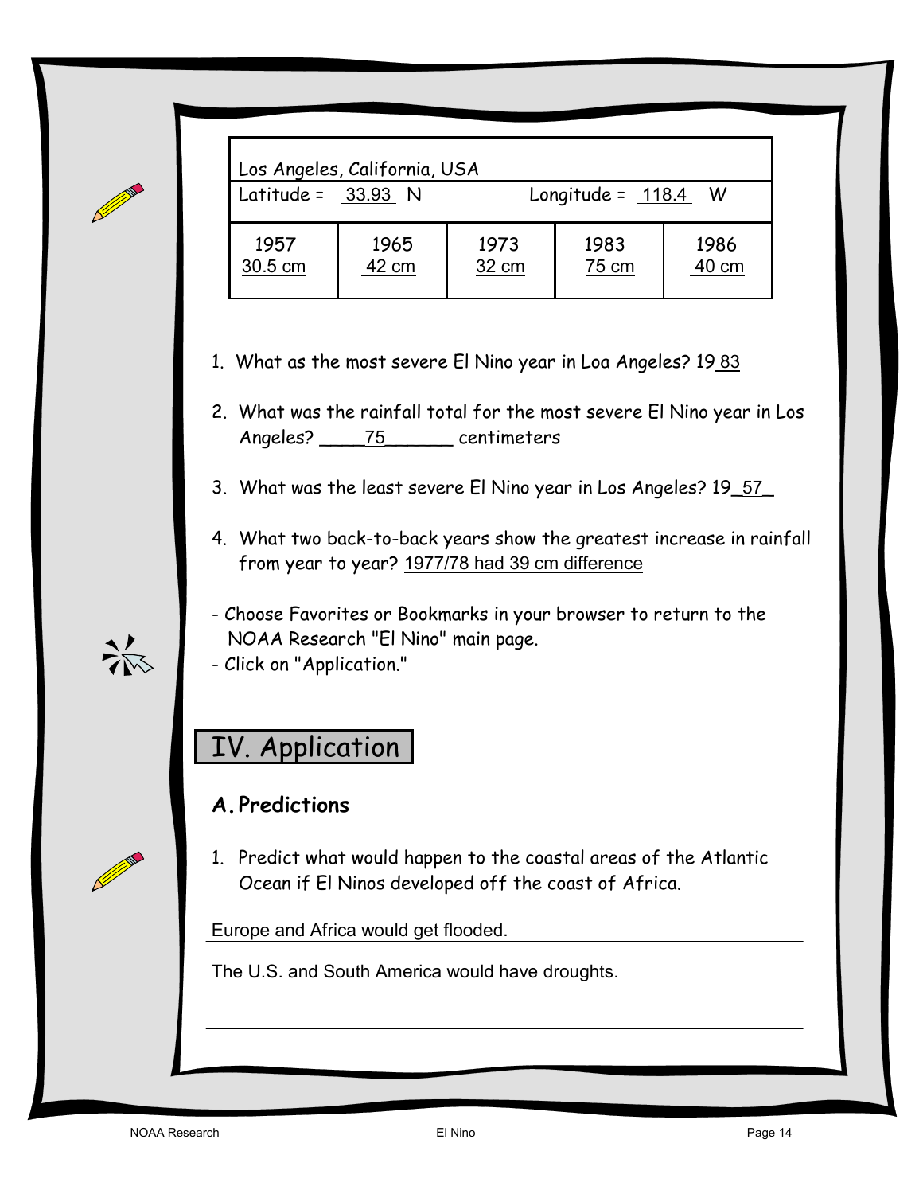| Los Angeles, California, USA | | | | |
|---|---|---|---|---|
| Latitude = 33.93 N | | | Longitude = 118.4 W | |
| 1957<br>30.5 cm | 1965<br>42 cm | 1973<br>32 cm | 1983<br>75 cm | 1986<br>40 cm |

1. What as the most severe El Nino year in Loa Angeles? 19 83

2. What was the rainfall total for the most severe El Nino year in Los Angeles? ____75______ centimeters

3. What was the least severe El Nino year in Los Angeles? 19_57_

4. What two back-to-back years show the greatest increase in rainfall from year to year? 1977/78 had 39 cm difference

- Choose Favorites or Bookmarks in your browser to return to the NOAA Research "El Nino" main page.
- Click on "Application."

## IV. Application

### A. Predictions

1. Predict what would happen to the coastal areas of the Atlantic Ocean if El Ninos developed off the coast of Africa.

Europe and Africa would get flooded.

The U.S. and South America would have droughts.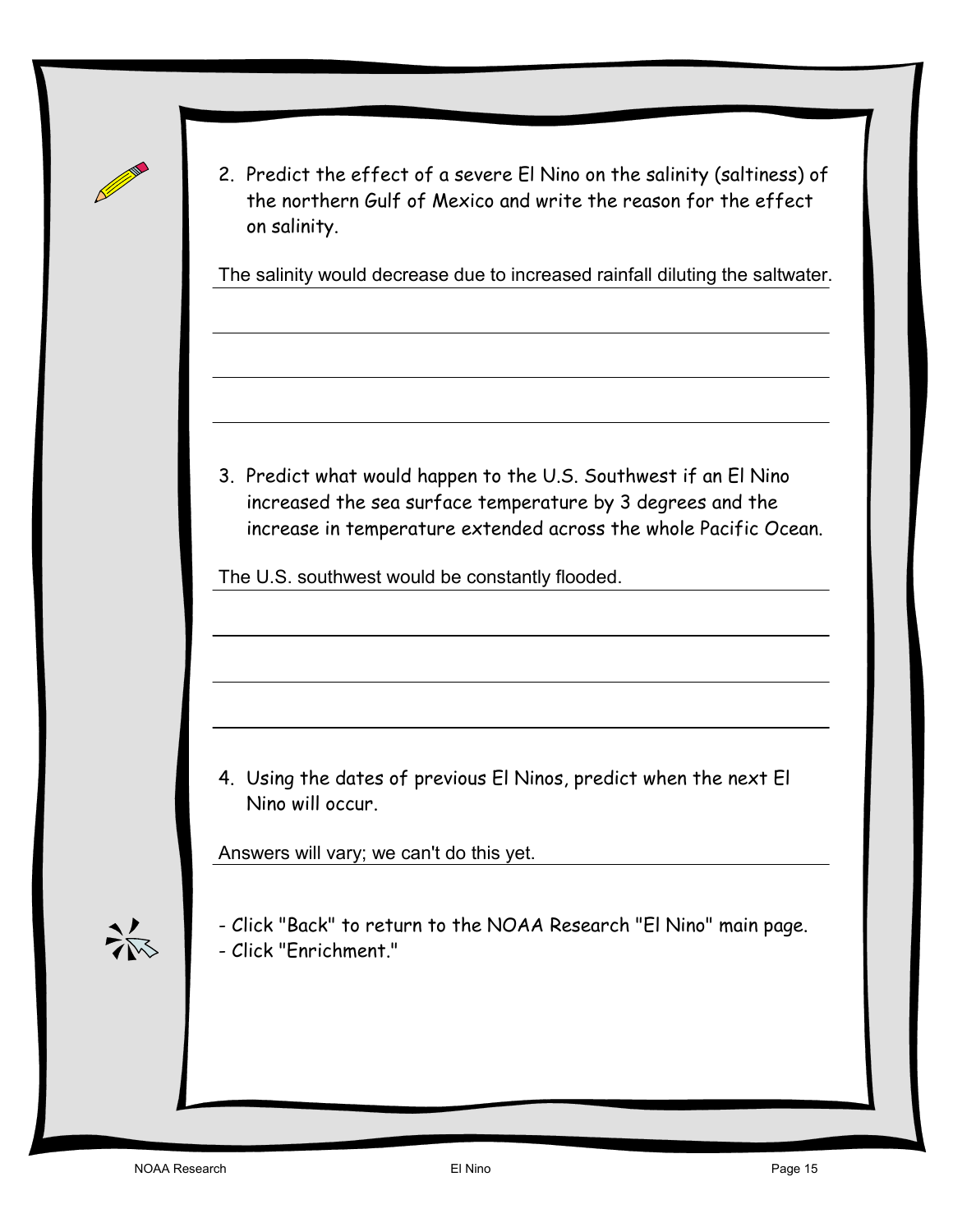2. Predict the effect of a severe El Nino on the salinity (saltiness) of the northern Gulf of Mexico and write the reason for the effect on salinity.

The salinity would decrease due to increased rainfall diluting the saltwater.

3. Predict what would happen to the U.S. Southwest if an El Nino increased the sea surface temperature by 3 degrees and the increase in temperature extended across the whole Pacific Ocean.

The U.S. southwest would be constantly flooded.

4. Using the dates of previous El Ninos, predict when the next El Nino will occur.

Answers will vary; we can't do this yet.

- Click "Back" to return to the NOAA Research "El Nino" main page.
- Click "Enrichment."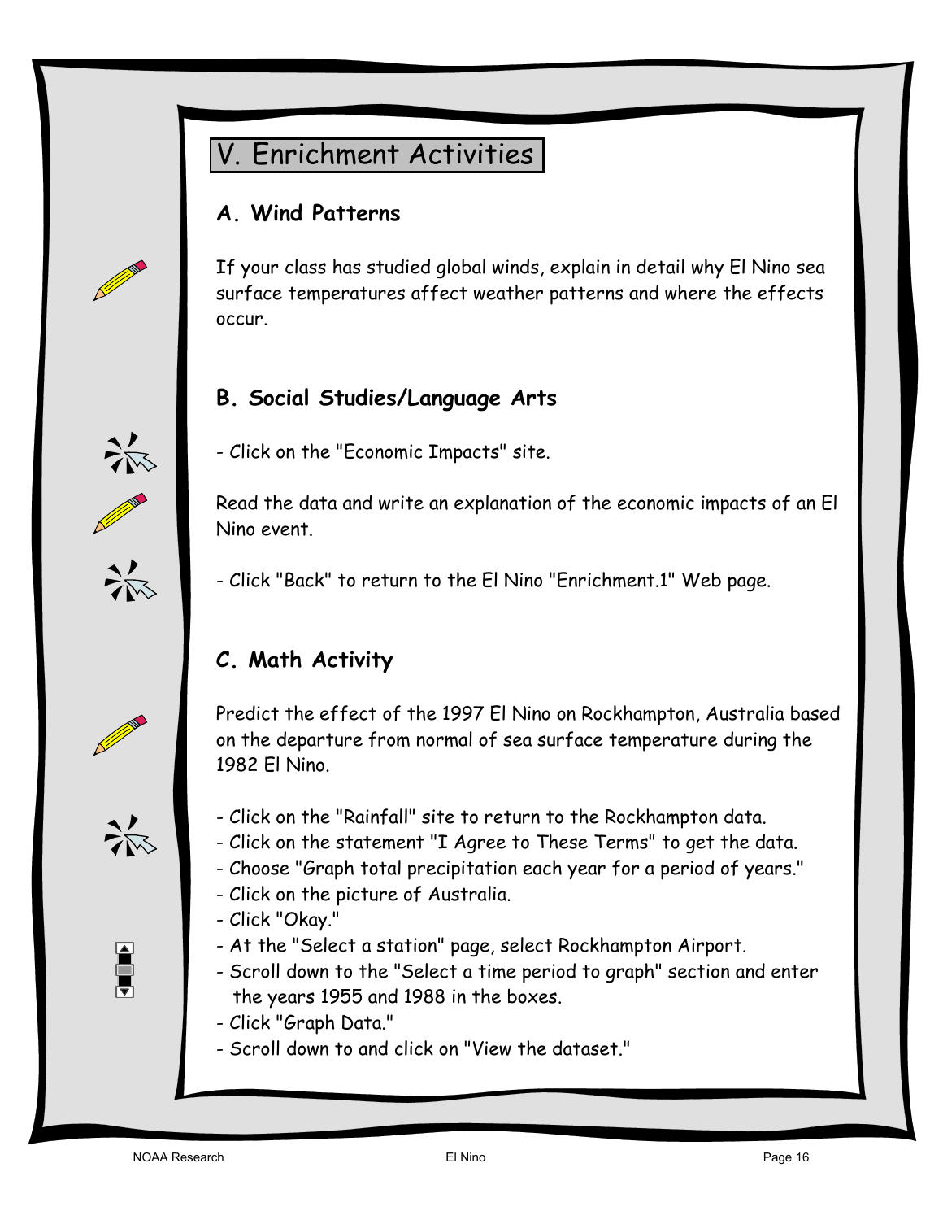# V. Enrichment Activities

### A. Wind Patterns

If your class has studied global winds, explain in detail why El Nino sea surface temperatures affect weather patterns and where the effects occur.

### B. Social Studies/Language Arts

- Click on the "Economic Impacts" site.

Read the data and write an explanation of the economic impacts of an El Nino event.

- Click "Back" to return to the El Nino "Enrichment.1" Web page.

### C. Math Activity

Predict the effect of the 1997 El Nino on Rockhampton, Australia based on the departure from normal of sea surface temperature during the 1982 El Nino.

- Click on the "Rainfall" site to return to the Rockhampton data.
- Click on the statement "I Agree to These Terms" to get the data.
- Choose "Graph total precipitation each year for a period of years."
- Click on the picture of Australia.
- Click "Okay."
- At the "Select a station" page, select Rockhampton Airport.
- Scroll down to the "Select a time period to graph" section and enter the years 1955 and 1988 in the boxes.
- Click "Graph Data."
- Scroll down to and click on "View the dataset."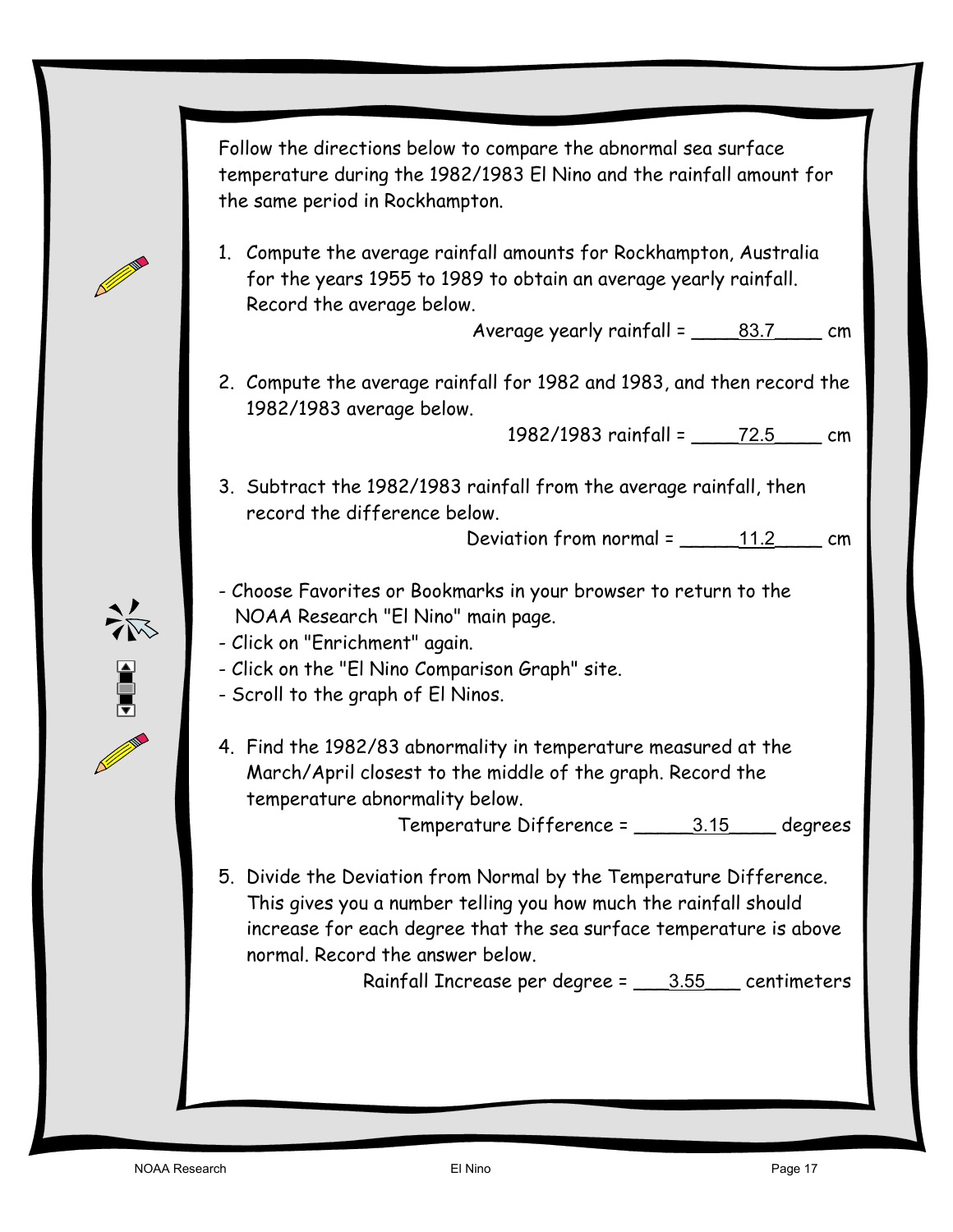Follow the directions below to compare the abnormal sea surface temperature during the 1982/1983 El Nino and the rainfall amount for the same period in Rockhampton.

1. Compute the average rainfall amounts for Rockhampton, Australia for the years 1955 to 1989 to obtain an average yearly rainfall. Record the average below.

   Average yearly rainfall = ____83.7____ cm

2. Compute the average rainfall for 1982 and 1983, and then record the 1982/1983 average below.

   1982/1983 rainfall = ____72.5____ cm

3. Subtract the 1982/1983 rainfall from the average rainfall, then record the difference below.

   Deviation from normal = _____11.2____ cm

- Choose Favorites or Bookmarks in your browser to return to the NOAA Research "El Nino" main page.
- Click on "Enrichment" again.
- Click on the "El Nino Comparison Graph" site.
- Scroll to the graph of El Ninos.

4. Find the 1982/83 abnormality in temperature measured at the March/April closest to the middle of the graph. Record the temperature abnormality below.

   Temperature Difference = _____3.15____ degrees

5. Divide the Deviation from Normal by the Temperature Difference. This gives you a number telling you how much the rainfall should increase for each degree that the sea surface temperature is above normal. Record the answer below.

   Rainfall Increase per degree = ___3.55___ centimeters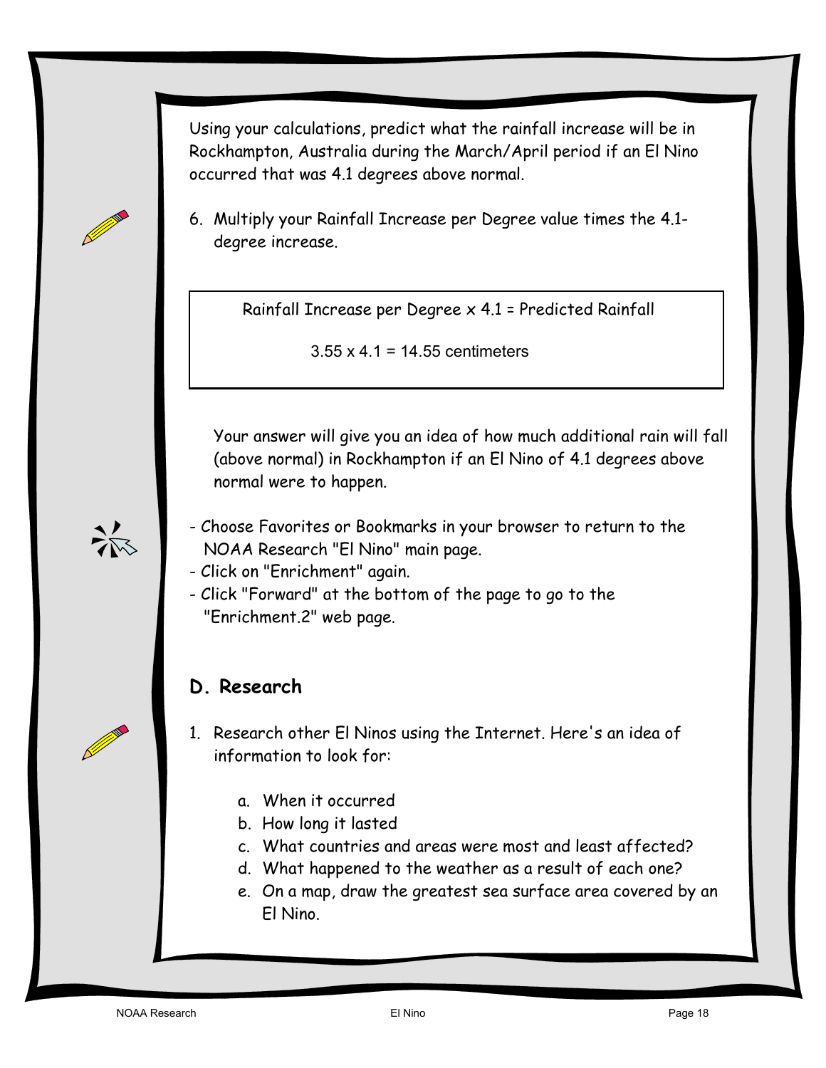Using your calculations, predict what the rainfall increase will be in Rockhampton, Australia during the March/April period if an El Nino occurred that was 4.1 degrees above normal.

6. Multiply your Rainfall Increase per Degree value times the 4.1-degree increase.

> Rainfall Increase per Degree x 4.1 = Predicted Rainfall
>
> $3.55 \times 4.1 = 14.55$ centimeters

Your answer will give you an idea of how much additional rain will fall (above normal) in Rockhampton if an El Nino of 4.1 degrees above normal were to happen.

- Choose Favorites or Bookmarks in your browser to return to the NOAA Research "El Nino" main page.
- Click on "Enrichment" again.
- Click "Forward" at the bottom of the page to go to the "Enrichment.2" web page.

## D. Research

1. Research other El Ninos using the Internet. Here's an idea of information to look for:

   a. When it occurred
   b. How long it lasted
   c. What countries and areas were most and least affected?
   d. What happened to the weather as a result of each one?
   e. On a map, draw the greatest sea surface area covered by an El Nino.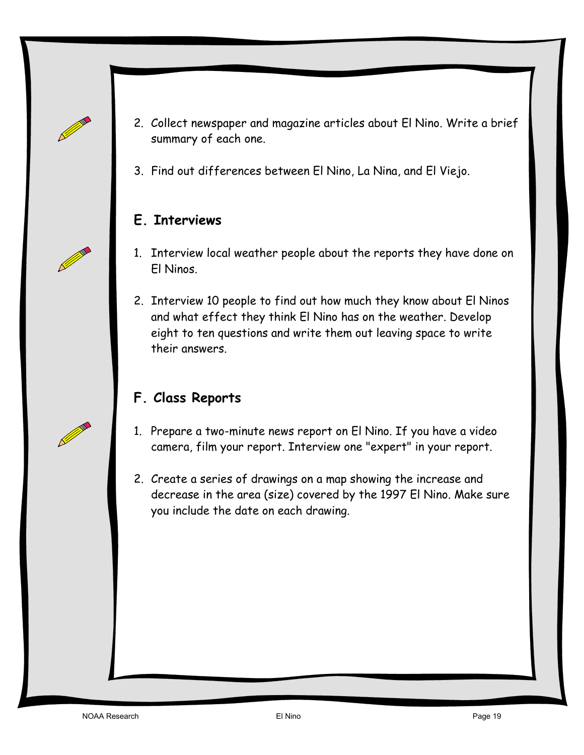2. Collect newspaper and magazine articles about El Nino. Write a brief summary of each one.

3. Find out differences between El Nino, La Nina, and El Viejo.

## E. Interviews

1. Interview local weather people about the reports they have done on El Ninos.

2. Interview 10 people to find out how much they know about El Ninos and what effect they think El Nino has on the weather. Develop eight to ten questions and write them out leaving space to write their answers.

## F. Class Reports

1. Prepare a two-minute news report on El Nino. If you have a video camera, film your report. Interview one "expert" in your report.

2. Create a series of drawings on a map showing the increase and decrease in the area (size) covered by the 1997 El Nino. Make sure you include the date on each drawing.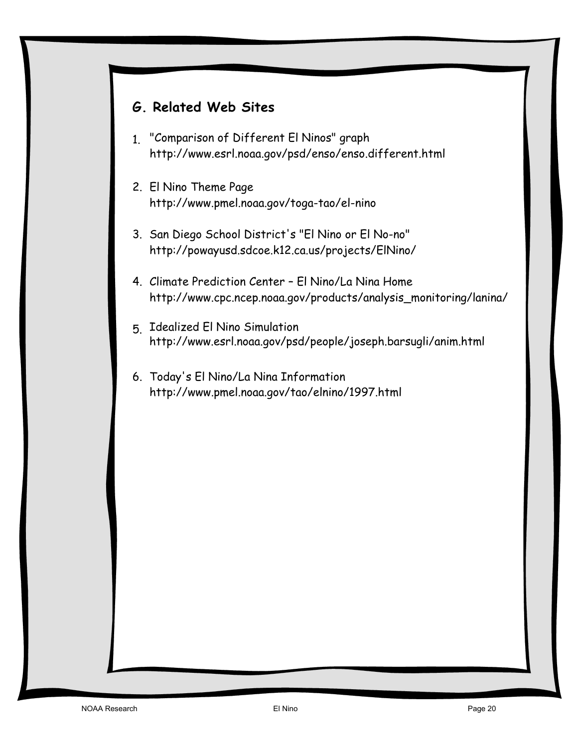## G. Related Web Sites

1. "Comparison of Different El Ninos" graph
   http://www.esrl.noaa.gov/psd/enso/enso.different.html

2. El Nino Theme Page
   http://www.pmel.noaa.gov/toga-tao/el-nino

3. San Diego School District's "El Nino or El No-no"
   http://powayusd.sdcoe.k12.ca.us/projects/ElNino/

4. Climate Prediction Center – El Nino/La Nina Home
   http://www.cpc.ncep.noaa.gov/products/analysis_monitoring/lanina/

5. Idealized El Nino Simulation
   http://www.esrl.noaa.gov/psd/people/joseph.barsugli/anim.html

6. Today's El Nino/La Nina Information
   http://www.pmel.noaa.gov/tao/elnino/1997.html